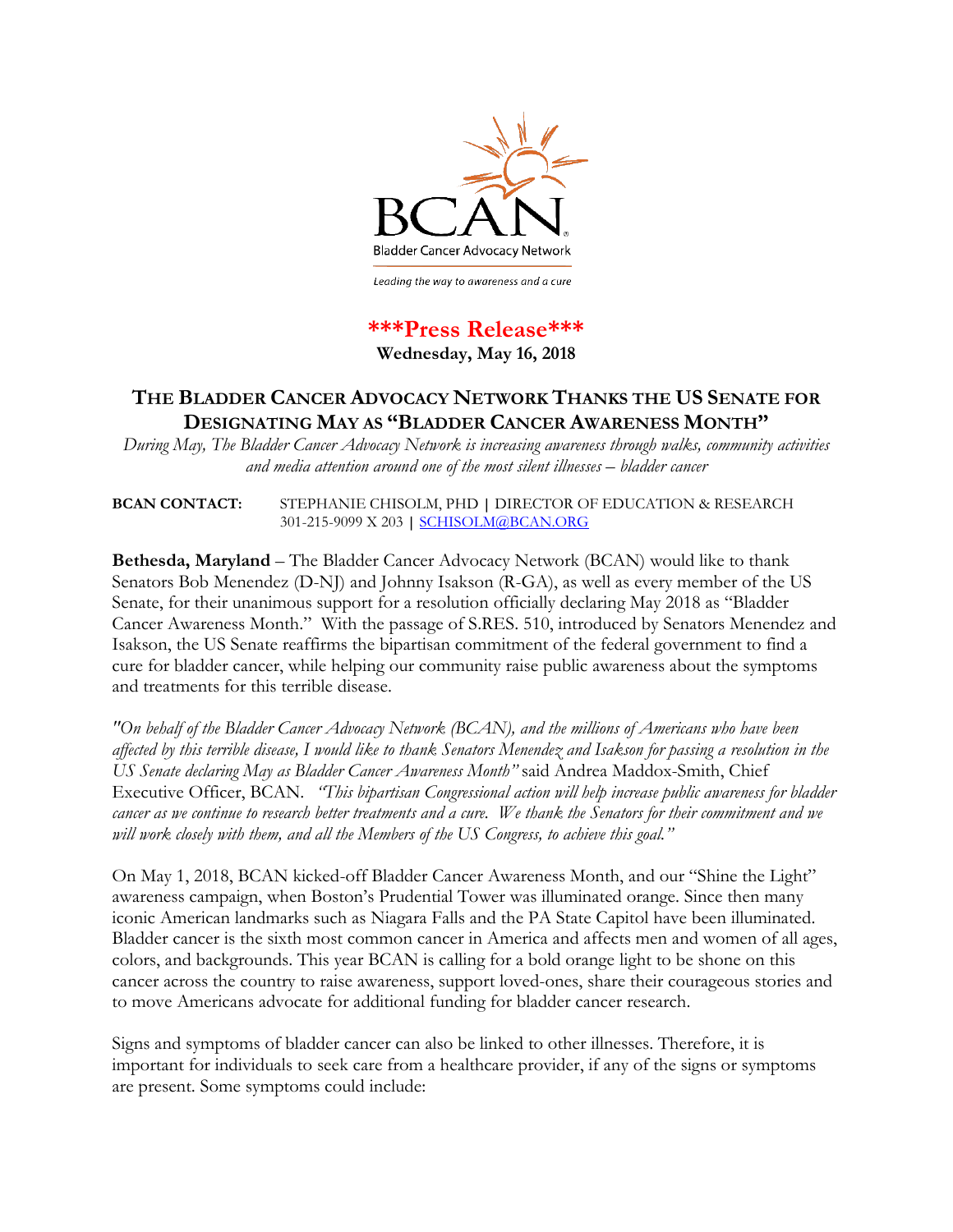BCAN

Bladder Cancer Advocacy Network

*Leading the way to awareness and a cure*

**\*\*\*Press Release\*\*\***

**Wednesday, May 16, 2018**

# THE BLADDER CANCER ADVOCACY NETWORK THANKS THE US SENATE FOR DESIGNATING MAY AS "BLADDER CANCER AWARENESS MONTH"

*During May, The Bladder Cancer Advocacy Network is increasing awareness through walks, community activities and media attention around one of the most silent illnesses – bladder cancer*

**BCAN CONTACT:** STEPHANIE CHISOLM, PHD | DIRECTOR OF EDUCATION & RESEARCH
301-215-9099 X 203 | SCHISOLM@BCAN.ORG

**Bethesda, Maryland** – The Bladder Cancer Advocacy Network (BCAN) would like to thank Senators Bob Menendez (D-NJ) and Johnny Isakson (R-GA), as well as every member of the US Senate, for their unanimous support for a resolution officially declaring May 2018 as "Bladder Cancer Awareness Month." With the passage of S.RES. 510, introduced by Senators Menendez and Isakson, the US Senate reaffirms the bipartisan commitment of the federal government to find a cure for bladder cancer, while helping our community raise public awareness about the symptoms and treatments for this terrible disease.

*"On behalf of the Bladder Cancer Advocacy Network (BCAN), and the millions of Americans who have been affected by this terrible disease, I would like to thank Senators Menendez and Isakson for passing a resolution in the US Senate declaring May as Bladder Cancer Awareness Month"* said Andrea Maddox-Smith, Chief Executive Officer, BCAN. *"This bipartisan Congressional action will help increase public awareness for bladder cancer as we continue to research better treatments and a cure. We thank the Senators for their commitment and we will work closely with them, and all the Members of the US Congress, to achieve this goal."*

On May 1, 2018, BCAN kicked-off Bladder Cancer Awareness Month, and our "Shine the Light" awareness campaign, when Boston's Prudential Tower was illuminated orange. Since then many iconic American landmarks such as Niagara Falls and the PA State Capitol have been illuminated. Bladder cancer is the sixth most common cancer in America and affects men and women of all ages, colors, and backgrounds. This year BCAN is calling for a bold orange light to be shone on this cancer across the country to raise awareness, support loved-ones, share their courageous stories and to move Americans advocate for additional funding for bladder cancer research.

Signs and symptoms of bladder cancer can also be linked to other illnesses. Therefore, it is important for individuals to seek care from a healthcare provider, if any of the signs or symptoms are present. Some symptoms could include: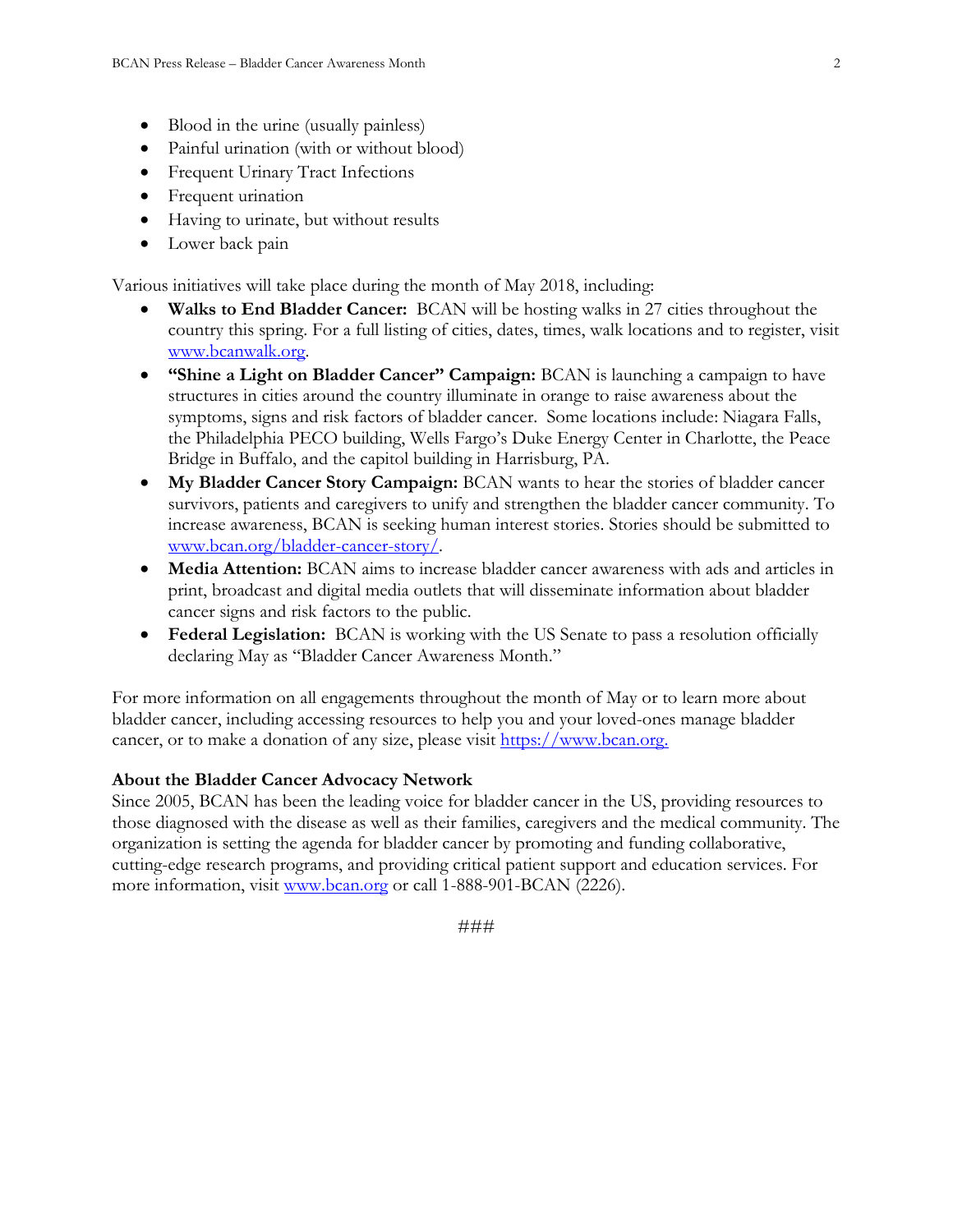- Blood in the urine (usually painless)
- Painful urination (with or without blood)
- Frequent Urinary Tract Infections
- Frequent urination
- Having to urinate, but without results
- Lower back pain

Various initiatives will take place during the month of May 2018, including:

- **Walks to End Bladder Cancer:** BCAN will be hosting walks in 27 cities throughout the country this spring. For a full listing of cities, dates, times, walk locations and to register, visit www.bcanwalk.org.
- **"Shine a Light on Bladder Cancer" Campaign:** BCAN is launching a campaign to have structures in cities around the country illuminate in orange to raise awareness about the symptoms, signs and risk factors of bladder cancer. Some locations include: Niagara Falls, the Philadelphia PECO building, Wells Fargo's Duke Energy Center in Charlotte, the Peace Bridge in Buffalo, and the capitol building in Harrisburg, PA.
- **My Bladder Cancer Story Campaign:** BCAN wants to hear the stories of bladder cancer survivors, patients and caregivers to unify and strengthen the bladder cancer community. To increase awareness, BCAN is seeking human interest stories. Stories should be submitted to www.bcan.org/bladder-cancer-story/.
- **Media Attention:** BCAN aims to increase bladder cancer awareness with ads and articles in print, broadcast and digital media outlets that will disseminate information about bladder cancer signs and risk factors to the public.
- **Federal Legislation:** BCAN is working with the US Senate to pass a resolution officially declaring May as "Bladder Cancer Awareness Month."

For more information on all engagements throughout the month of May or to learn more about bladder cancer, including accessing resources to help you and your loved-ones manage bladder cancer, or to make a donation of any size, please visit https://www.bcan.org.

**About the Bladder Cancer Advocacy Network**

Since 2005, BCAN has been the leading voice for bladder cancer in the US, providing resources to those diagnosed with the disease as well as their families, caregivers and the medical community. The organization is setting the agenda for bladder cancer by promoting and funding collaborative, cutting-edge research programs, and providing critical patient support and education services. For more information, visit www.bcan.org or call 1-888-901-BCAN (2226).

###